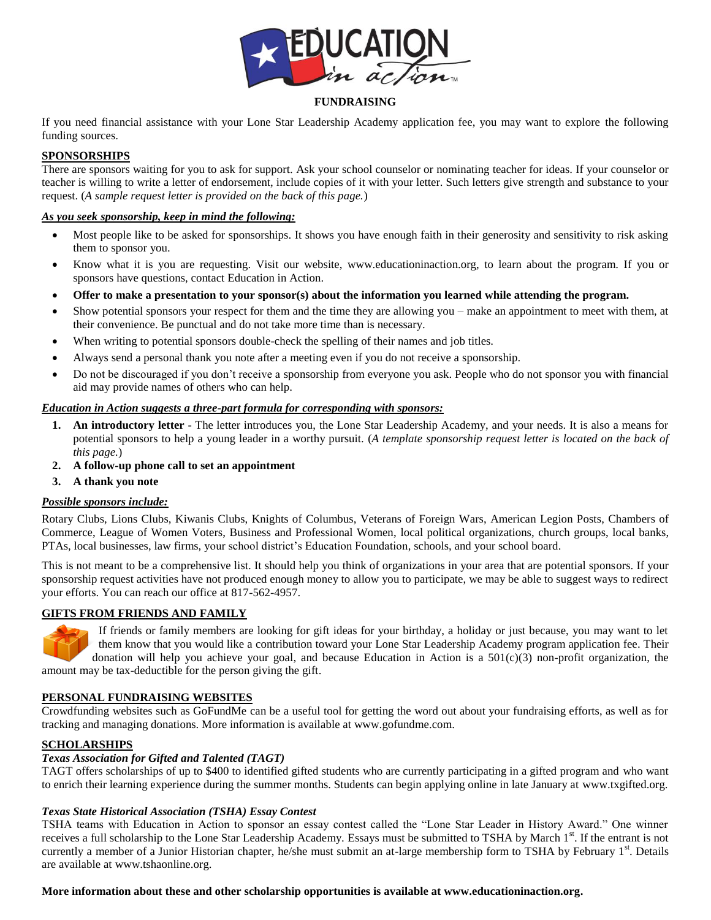# FUNDRAISING

If you need financial assistance with your Lone Star Leadership Academy application fee, you may want to explore the following funding sources.

## SPONSORSHIPS

There are sponsors waiting for you to ask for support. Ask your school counselor or nominating teacher for ideas. If your counselor or teacher is willing to write a letter of endorsement, include copies of it with your letter. Such letters give strength and substance to your request. (*A sample request letter is provided on the back of this page.*)

***As you seek sponsorship, keep in mind the following:***

- Most people like to be asked for sponsorships. It shows you have enough faith in their generosity and sensitivity to risk asking them to sponsor you.
- Know what it is you are requesting. Visit our website, www.educationinaction.org, to learn about the program. If you or sponsors have questions, contact Education in Action.
- **Offer to make a presentation to your sponsor(s) about the information you learned while attending the program.**
- Show potential sponsors your respect for them and the time they are allowing you – make an appointment to meet with them, at their convenience. Be punctual and do not take more time than is necessary.
- When writing to potential sponsors double-check the spelling of their names and job titles.
- Always send a personal thank you note after a meeting even if you do not receive a sponsorship.
- Do not be discouraged if you don't receive a sponsorship from everyone you ask. People who do not sponsor you with financial aid may provide names of others who can help.

***Education in Action suggests a three-part formula for corresponding with sponsors:***

1. **An introductory letter** - The letter introduces you, the Lone Star Leadership Academy, and your needs. It is also a means for potential sponsors to help a young leader in a worthy pursuit. (*A template sponsorship request letter is located on the back of this page.*)
2. **A follow-up phone call to set an appointment**
3. **A thank you note**

***Possible sponsors include:***

Rotary Clubs, Lions Clubs, Kiwanis Clubs, Knights of Columbus, Veterans of Foreign Wars, American Legion Posts, Chambers of Commerce, League of Women Voters, Business and Professional Women, local political organizations, church groups, local banks, PTAs, local businesses, law firms, your school district's Education Foundation, schools, and your school board.

This is not meant to be a comprehensive list. It should help you think of organizations in your area that are potential sponsors. If your sponsorship request activities have not produced enough money to allow you to participate, we may be able to suggest ways to redirect your efforts. You can reach our office at 817-562-4957.

## GIFTS FROM FRIENDS AND FAMILY

If friends or family members are looking for gift ideas for your birthday, a holiday or just because, you may want to let them know that you would like a contribution toward your Lone Star Leadership Academy program application fee. Their donation will help you achieve your goal, and because Education in Action is a 501(c)(3) non-profit organization, the amount may be tax-deductible for the person giving the gift.

## PERSONAL FUNDRAISING WEBSITES

Crowdfunding websites such as GoFundMe can be a useful tool for getting the word out about your fundraising efforts, as well as for tracking and managing donations. More information is available at www.gofundme.com.

## SCHOLARSHIPS

### *Texas Association for Gifted and Talented (TAGT)*

TAGT offers scholarships of up to $400 to identified gifted students who are currently participating in a gifted program and who want to enrich their learning experience during the summer months. Students can begin applying online in late January at www.txgifted.org.

### *Texas State Historical Association (TSHA) Essay Contest*

TSHA teams with Education in Action to sponsor an essay contest called the "Lone Star Leader in History Award." One winner receives a full scholarship to the Lone Star Leadership Academy. Essays must be submitted to TSHA by March 1st. If the entrant is not currently a member of a Junior Historian chapter, he/she must submit an at-large membership form to TSHA by February 1st. Details are available at www.tshaonline.org.

**More information about these and other scholarship opportunities is available at www.educationinaction.org.**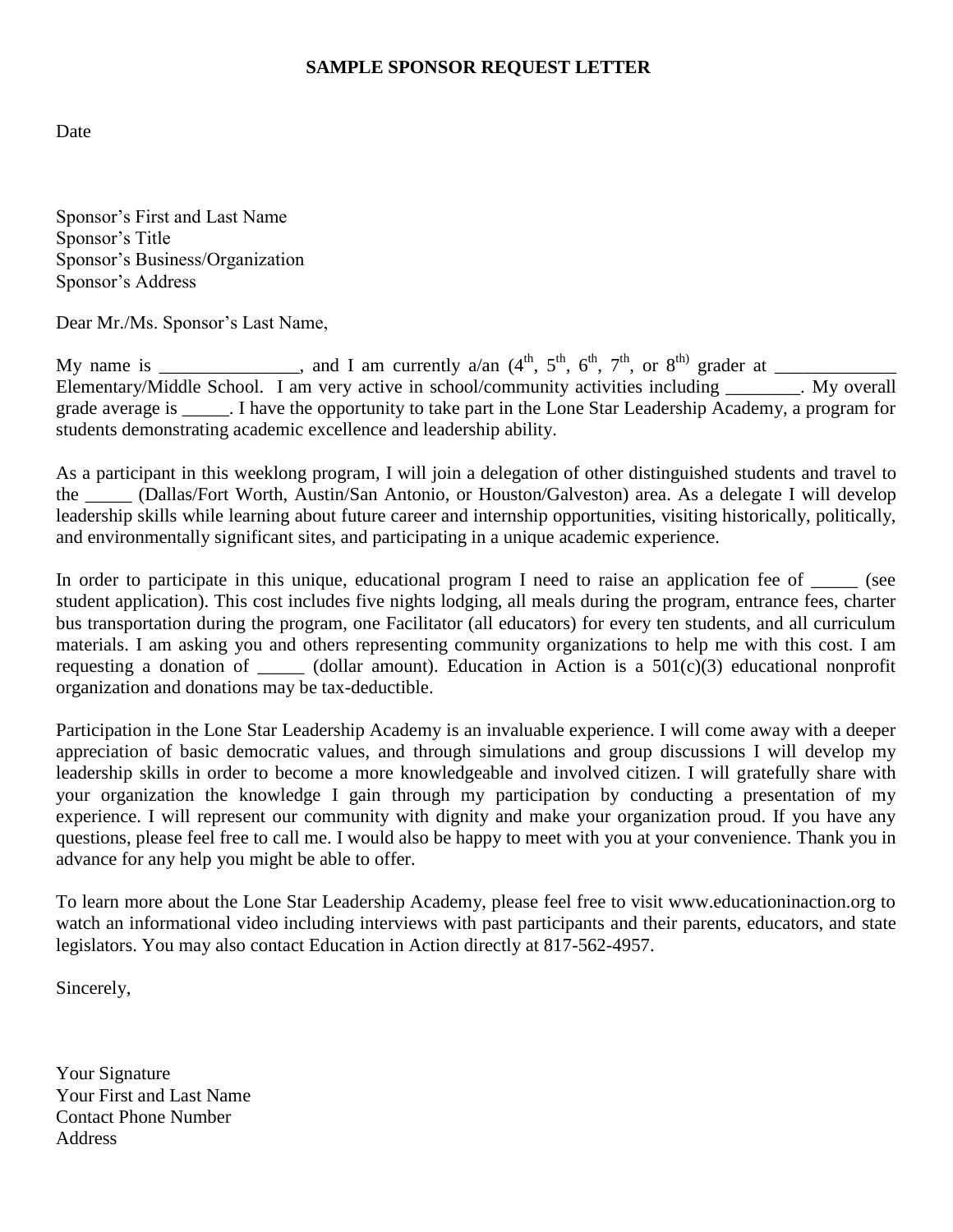**SAMPLE SPONSOR REQUEST LETTER**

Date

Sponsor's First and Last Name  
Sponsor's Title  
Sponsor's Business/Organization  
Sponsor's Address

Dear Mr./Ms. Sponsor's Last Name,

My name is _______________, and I am currently a/an (4th, 5th, 6th, 7th, or 8th) grader at _____________ Elementary/Middle School. I am very active in school/community activities including ________. My overall grade average is _____. I have the opportunity to take part in the Lone Star Leadership Academy, a program for students demonstrating academic excellence and leadership ability.

As a participant in this weeklong program, I will join a delegation of other distinguished students and travel to the _____ (Dallas/Fort Worth, Austin/San Antonio, or Houston/Galveston) area. As a delegate I will develop leadership skills while learning about future career and internship opportunities, visiting historically, politically, and environmentally significant sites, and participating in a unique academic experience.

In order to participate in this unique, educational program I need to raise an application fee of _____ (see student application). This cost includes five nights lodging, all meals during the program, entrance fees, charter bus transportation during the program, one Facilitator (all educators) for every ten students, and all curriculum materials. I am asking you and others representing community organizations to help me with this cost. I am requesting a donation of _____ (dollar amount). Education in Action is a 501(c)(3) educational nonprofit organization and donations may be tax-deductible.

Participation in the Lone Star Leadership Academy is an invaluable experience. I will come away with a deeper appreciation of basic democratic values, and through simulations and group discussions I will develop my leadership skills in order to become a more knowledgeable and involved citizen. I will gratefully share with your organization the knowledge I gain through my participation by conducting a presentation of my experience. I will represent our community with dignity and make your organization proud. If you have any questions, please feel free to call me. I would also be happy to meet with you at your convenience. Thank you in advance for any help you might be able to offer.

To learn more about the Lone Star Leadership Academy, please feel free to visit www.educationinaction.org to watch an informational video including interviews with past participants and their parents, educators, and state legislators. You may also contact Education in Action directly at 817-562-4957.

Sincerely,

Your Signature  
Your First and Last Name  
Contact Phone Number  
Address